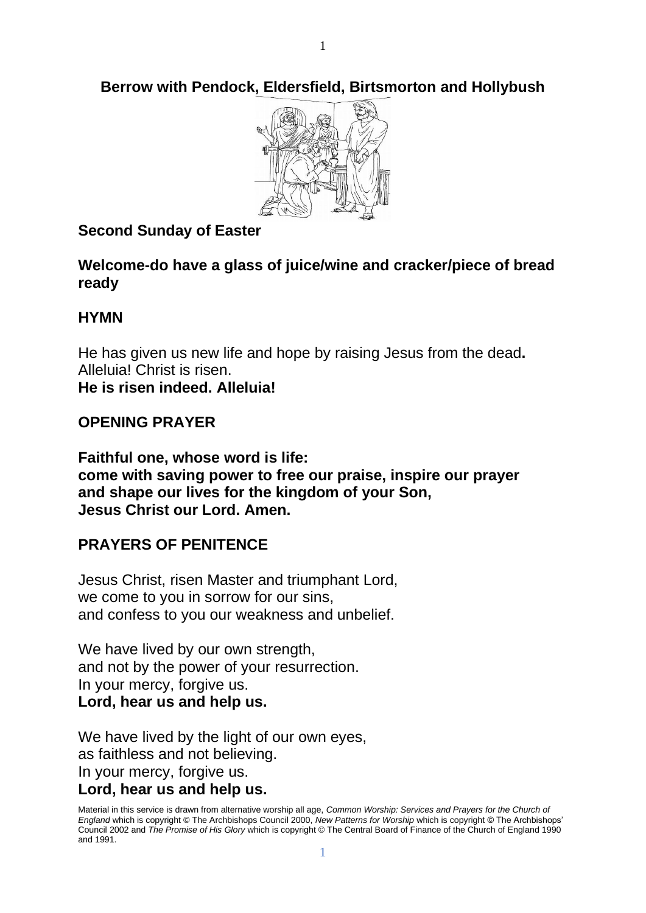# Berrow with Pendock, Eldersfield, Birtsmorton and Hollybush

## Second Sunday of Easter

**Welcome-do have a glass of juice/wine and cracker/piece of bread ready**

## HYMN

He has given us new life and hope by raising Jesus from the dead**.**
Alleluia! Christ is risen.
**He is risen indeed. Alleluia!**

## OPENING PRAYER

**Faithful one, whose word is life:**
**come with saving power to free our praise, inspire our prayer**
**and shape our lives for the kingdom of your Son,**
**Jesus Christ our Lord. Amen.**

## PRAYERS OF PENITENCE

Jesus Christ, risen Master and triumphant Lord,
we come to you in sorrow for our sins,
and confess to you our weakness and unbelief.

We have lived by our own strength,
and not by the power of your resurrection.
In your mercy, forgive us.
**Lord, hear us and help us.**

We have lived by the light of our own eyes,
as faithless and not believing.
In your mercy, forgive us.
**Lord, hear us and help us.**

Material in this service is drawn from alternative worship all age, *Common Worship: Services and Prayers for the Church of England* which is copyright © The Archbishops Council 2000, *New Patterns for Worship* which is copyright © The Archbishops' Council 2002 and *The Promise of His Glory* which is copyright © The Central Board of Finance of the Church of England 1990 and 1991.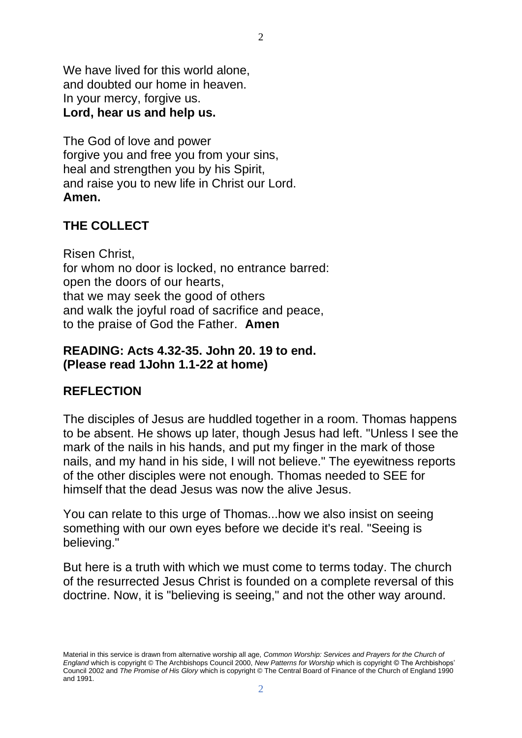We have lived for this world alone,
and doubted our home in heaven.
In your mercy, forgive us.
**Lord, hear us and help us.**

The God of love and power
forgive you and free you from your sins,
heal and strengthen you by his Spirit,
and raise you to new life in Christ our Lord.
**Amen.**

## THE COLLECT

Risen Christ,
for whom no door is locked, no entrance barred:
open the doors of our hearts,
that we may seek the good of others
and walk the joyful road of sacrifice and peace,
to the praise of God the Father. **Amen**

**READING: Acts 4.32-35. John 20. 19 to end.**
**(Please read 1John 1.1-22 at home)**

## REFLECTION

The disciples of Jesus are huddled together in a room. Thomas happens to be absent. He shows up later, though Jesus had left. "Unless I see the mark of the nails in his hands, and put my finger in the mark of those nails, and my hand in his side, I will not believe." The eyewitness reports of the other disciples were not enough. Thomas needed to SEE for himself that the dead Jesus was now the alive Jesus.

You can relate to this urge of Thomas...how we also insist on seeing something with our own eyes before we decide it's real. "Seeing is believing."

But here is a truth with which we must come to terms today. The church of the resurrected Jesus Christ is founded on a complete reversal of this doctrine. Now, it is "believing is seeing," and not the other way around.

Material in this service is drawn from alternative worship all age, *Common Worship: Services and Prayers for the Church of England* which is copyright © The Archbishops Council 2000, *New Patterns for Worship* which is copyright © The Archbishops' Council 2002 and *The Promise of His Glory* which is copyright © The Central Board of Finance of the Church of England 1990 and 1991.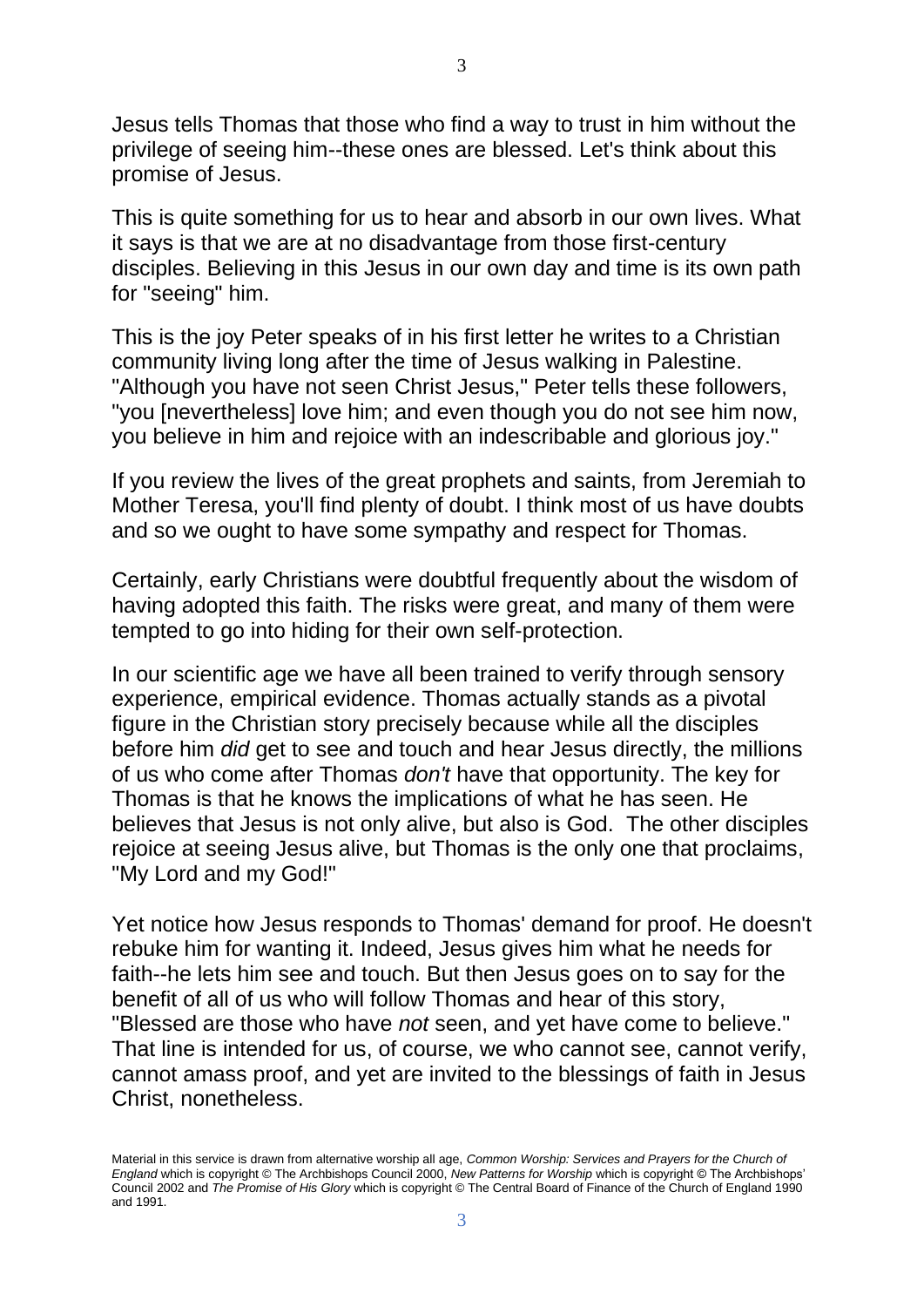Jesus tells Thomas that those who find a way to trust in him without the privilege of seeing him--these ones are blessed. Let's think about this promise of Jesus.

This is quite something for us to hear and absorb in our own lives. What it says is that we are at no disadvantage from those first-century disciples. Believing in this Jesus in our own day and time is its own path for "seeing" him.

This is the joy Peter speaks of in his first letter he writes to a Christian community living long after the time of Jesus walking in Palestine. "Although you have not seen Christ Jesus," Peter tells these followers, "you [nevertheless] love him; and even though you do not see him now, you believe in him and rejoice with an indescribable and glorious joy."

If you review the lives of the great prophets and saints, from Jeremiah to Mother Teresa, you'll find plenty of doubt. I think most of us have doubts and so we ought to have some sympathy and respect for Thomas.

Certainly, early Christians were doubtful frequently about the wisdom of having adopted this faith. The risks were great, and many of them were tempted to go into hiding for their own self-protection.

In our scientific age we have all been trained to verify through sensory experience, empirical evidence. Thomas actually stands as a pivotal figure in the Christian story precisely because while all the disciples before him *did* get to see and touch and hear Jesus directly, the millions of us who come after Thomas *don't* have that opportunity. The key for Thomas is that he knows the implications of what he has seen. He believes that Jesus is not only alive, but also is God. The other disciples rejoice at seeing Jesus alive, but Thomas is the only one that proclaims, "My Lord and my God!"

Yet notice how Jesus responds to Thomas' demand for proof. He doesn't rebuke him for wanting it. Indeed, Jesus gives him what he needs for faith--he lets him see and touch. But then Jesus goes on to say for the benefit of all of us who will follow Thomas and hear of this story, "Blessed are those who have *not* seen, and yet have come to believe." That line is intended for us, of course, we who cannot see, cannot verify, cannot amass proof, and yet are invited to the blessings of faith in Jesus Christ, nonetheless.

Material in this service is drawn from alternative worship all age, *Common Worship: Services and Prayers for the Church of England* which is copyright © The Archbishops Council 2000, *New Patterns for Worship* which is copyright © The Archbishops' Council 2002 and *The Promise of His Glory* which is copyright © The Central Board of Finance of the Church of England 1990 and 1991.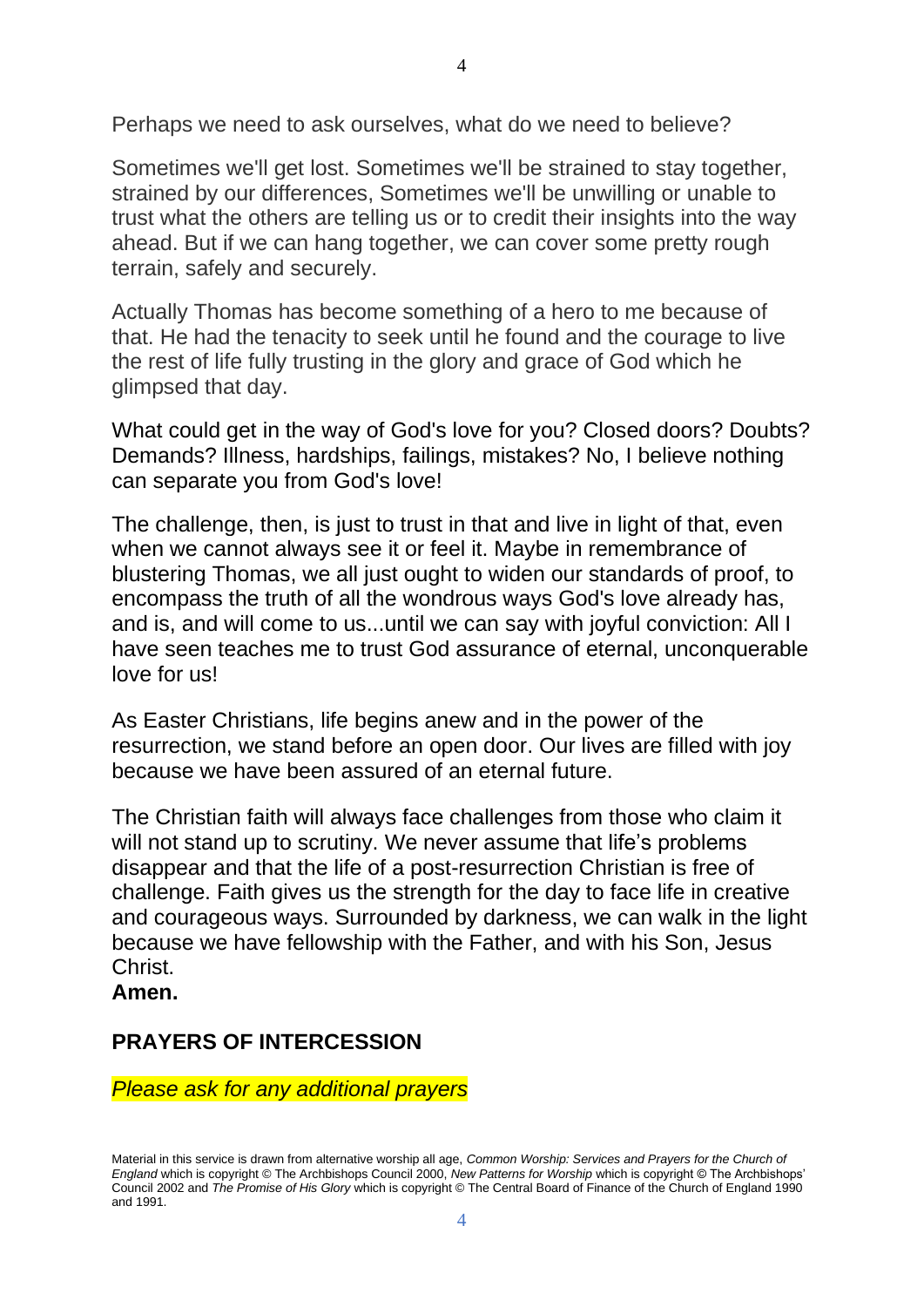Perhaps we need to ask ourselves, what do we need to believe?

Sometimes we'll get lost. Sometimes we'll be strained to stay together, strained by our differences, Sometimes we'll be unwilling or unable to trust what the others are telling us or to credit their insights into the way ahead. But if we can hang together, we can cover some pretty rough terrain, safely and securely.

Actually Thomas has become something of a hero to me because of that. He had the tenacity to seek until he found and the courage to live the rest of life fully trusting in the glory and grace of God which he glimpsed that day.

What could get in the way of God's love for you? Closed doors? Doubts? Demands? Illness, hardships, failings, mistakes? No, I believe nothing can separate you from God's love!

The challenge, then, is just to trust in that and live in light of that, even when we cannot always see it or feel it. Maybe in remembrance of blustering Thomas, we all just ought to widen our standards of proof, to encompass the truth of all the wondrous ways God's love already has, and is, and will come to us...until we can say with joyful conviction: All I have seen teaches me to trust God assurance of eternal, unconquerable love for us!

As Easter Christians, life begins anew and in the power of the resurrection, we stand before an open door. Our lives are filled with joy because we have been assured of an eternal future.

The Christian faith will always face challenges from those who claim it will not stand up to scrutiny. We never assume that life's problems disappear and that the life of a post-resurrection Christian is free of challenge. Faith gives us the strength for the day to face life in creative and courageous ways. Surrounded by darkness, we can walk in the light because we have fellowship with the Father, and with his Son, Jesus Christ.
**Amen.**

## PRAYERS OF INTERCESSION

*Please ask for any additional prayers*

Material in this service is drawn from alternative worship all age, *Common Worship: Services and Prayers for the Church of England* which is copyright © The Archbishops Council 2000, *New Patterns for Worship* which is copyright © The Archbishops' Council 2002 and *The Promise of His Glory* which is copyright © The Central Board of Finance of the Church of England 1990 and 1991.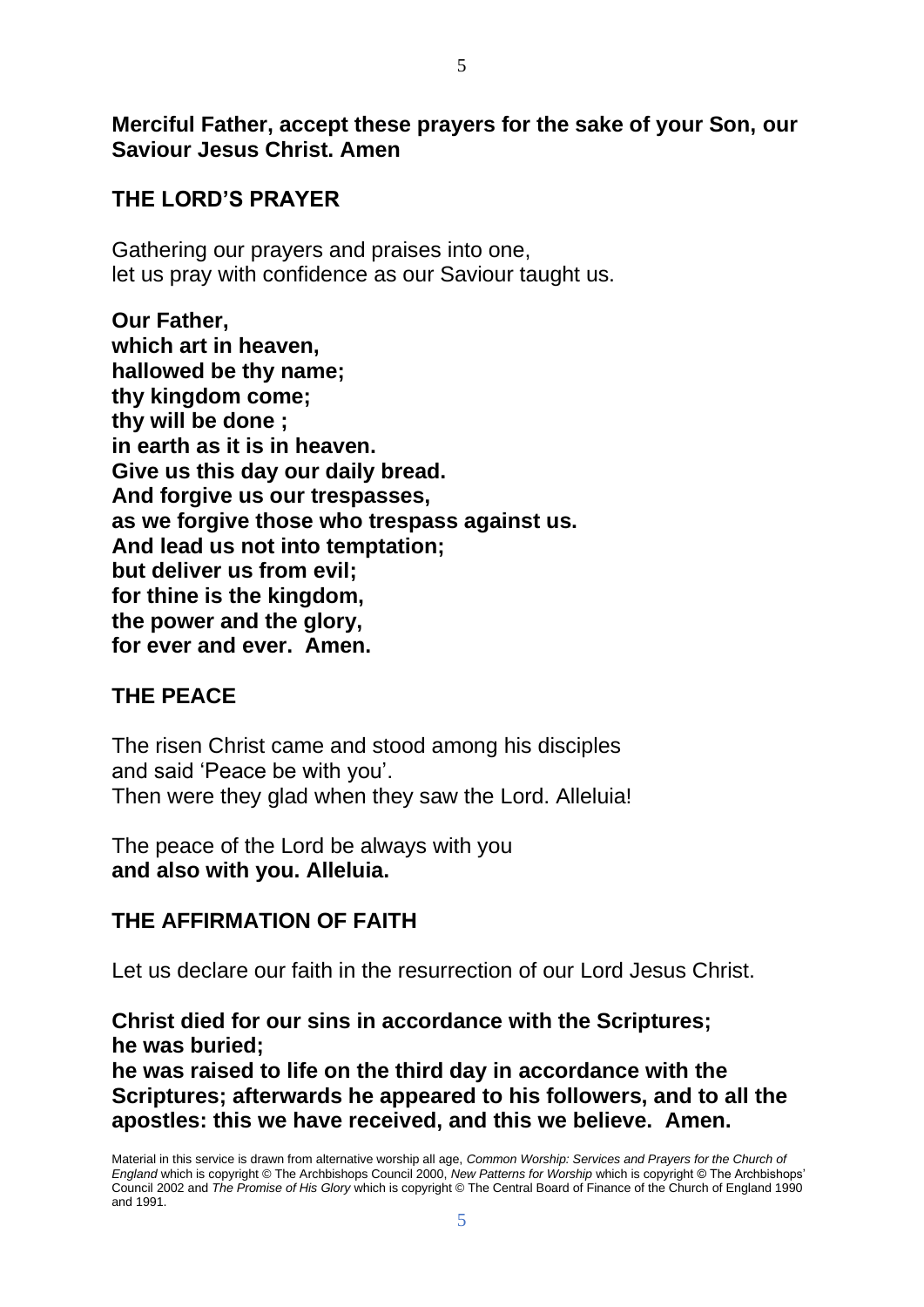**Merciful Father, accept these prayers for the sake of your Son, our Saviour Jesus Christ. Amen**

## THE LORD'S PRAYER

Gathering our prayers and praises into one,
let us pray with confidence as our Saviour taught us.

**Our Father,**
**which art in heaven,**
**hallowed be thy name;**
**thy kingdom come;**
**thy will be done ;**
**in earth as it is in heaven.**
**Give us this day our daily bread.**
**And forgive us our trespasses,**
**as we forgive those who trespass against us.**
**And lead us not into temptation;**
**but deliver us from evil;**
**for thine is the kingdom,**
**the power and the glory,**
**for ever and ever. Amen.**

## THE PEACE

The risen Christ came and stood among his disciples
and said 'Peace be with you'.
Then were they glad when they saw the Lord. Alleluia!

The peace of the Lord be always with you
**and also with you. Alleluia.**

## THE AFFIRMATION OF FAITH

Let us declare our faith in the resurrection of our Lord Jesus Christ.

**Christ died for our sins in accordance with the Scriptures;**
**he was buried;**
**he was raised to life on the third day in accordance with the Scriptures; afterwards he appeared to his followers, and to all the apostles: this we have received, and this we believe. Amen.**

Material in this service is drawn from alternative worship all age, *Common Worship: Services and Prayers for the Church of England* which is copyright © The Archbishops Council 2000, *New Patterns for Worship* which is copyright © The Archbishops' Council 2002 and *The Promise of His Glory* which is copyright © The Central Board of Finance of the Church of England 1990 and 1991.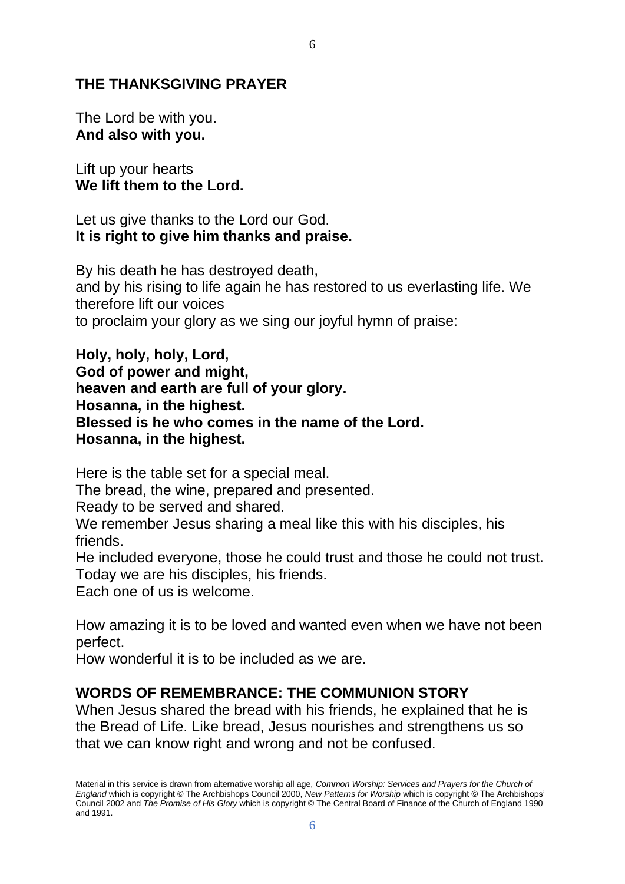## THE THANKSGIVING PRAYER

The Lord be with you.
**And also with you.**

Lift up your hearts
**We lift them to the Lord.**

Let us give thanks to the Lord our God.
**It is right to give him thanks and praise.**

By his death he has destroyed death,
and by his rising to life again he has restored to us everlasting life. We therefore lift our voices
to proclaim your glory as we sing our joyful hymn of praise:

**Holy, holy, holy, Lord,**
**God of power and might,**
**heaven and earth are full of your glory.**
**Hosanna, in the highest.**
**Blessed is he who comes in the name of the Lord.**
**Hosanna, in the highest.**

Here is the table set for a special meal.
The bread, the wine, prepared and presented.
Ready to be served and shared.
We remember Jesus sharing a meal like this with his disciples, his friends.
He included everyone, those he could trust and those he could not trust.
Today we are his disciples, his friends.
Each one of us is welcome.

How amazing it is to be loved and wanted even when we have not been perfect.
How wonderful it is to be included as we are.

## WORDS OF REMEMBRANCE: THE COMMUNION STORY

When Jesus shared the bread with his friends, he explained that he is the Bread of Life. Like bread, Jesus nourishes and strengthens us so that we can know right and wrong and not be confused.

Material in this service is drawn from alternative worship all age, *Common Worship: Services and Prayers for the Church of England* which is copyright © The Archbishops Council 2000, *New Patterns for Worship* which is copyright © The Archbishops' Council 2002 and *The Promise of His Glory* which is copyright © The Central Board of Finance of the Church of England 1990 and 1991.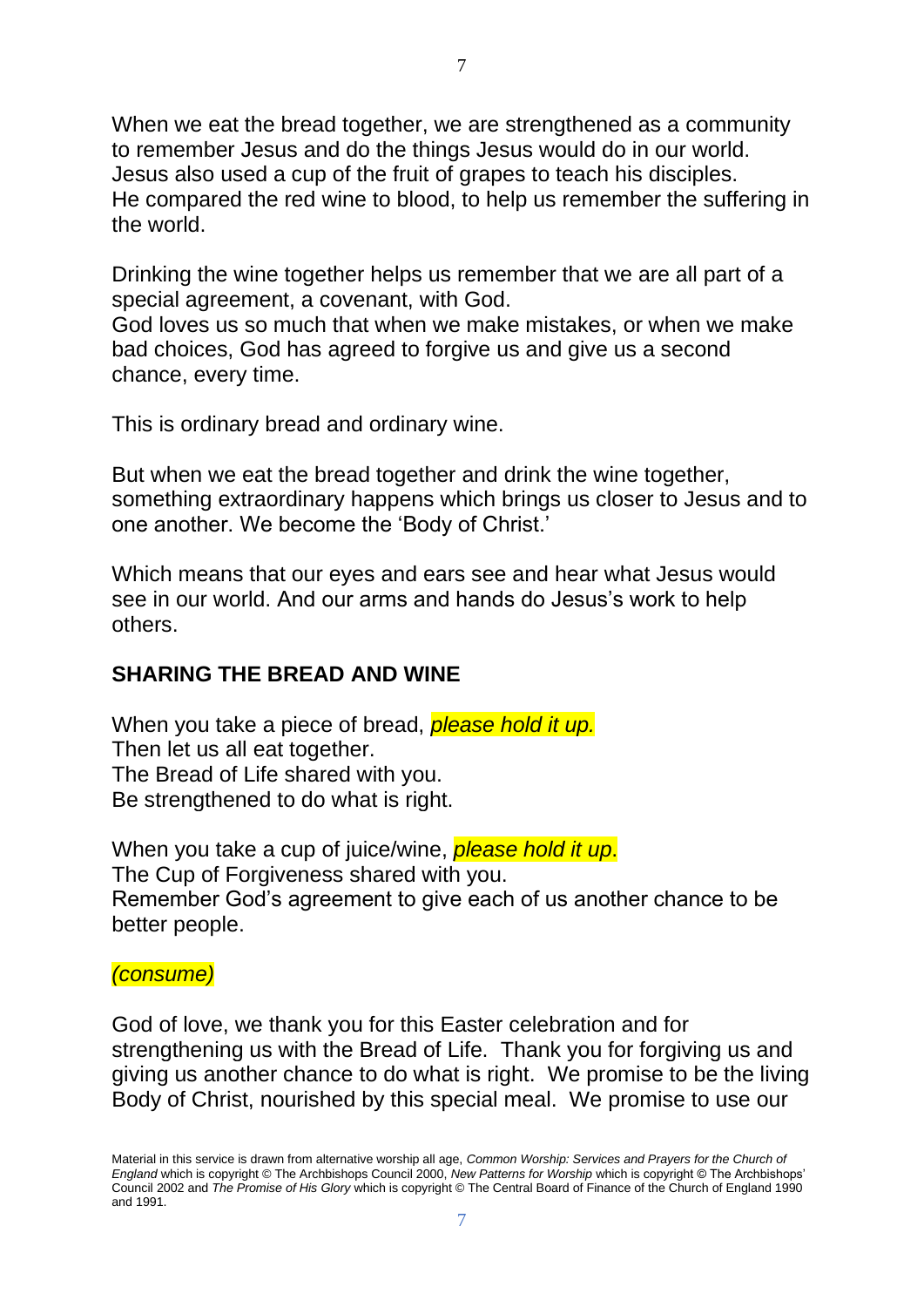When we eat the bread together, we are strengthened as a community to remember Jesus and do the things Jesus would do in our world. Jesus also used a cup of the fruit of grapes to teach his disciples. He compared the red wine to blood, to help us remember the suffering in the world.

Drinking the wine together helps us remember that we are all part of a special agreement, a covenant, with God.
God loves us so much that when we make mistakes, or when we make bad choices, God has agreed to forgive us and give us a second chance, every time.

This is ordinary bread and ordinary wine.

But when we eat the bread together and drink the wine together, something extraordinary happens which brings us closer to Jesus and to one another. We become the 'Body of Christ.'

Which means that our eyes and ears see and hear what Jesus would see in our world. And our arms and hands do Jesus's work to help others.

## SHARING THE BREAD AND WINE

When you take a piece of bread, *please hold it up.*
Then let us all eat together.
The Bread of Life shared with you.
Be strengthened to do what is right.

When you take a cup of juice/wine, *please hold it up*.
The Cup of Forgiveness shared with you.
Remember God's agreement to give each of us another chance to be better people.

*(consume)*

God of love, we thank you for this Easter celebration and for strengthening us with the Bread of Life. Thank you for forgiving us and giving us another chance to do what is right. We promise to be the living Body of Christ, nourished by this special meal. We promise to use our

Material in this service is drawn from alternative worship all age, *Common Worship: Services and Prayers for the Church of England* which is copyright © The Archbishops Council 2000, *New Patterns for Worship* which is copyright © The Archbishops' Council 2002 and *The Promise of His Glory* which is copyright © The Central Board of Finance of the Church of England 1990 and 1991.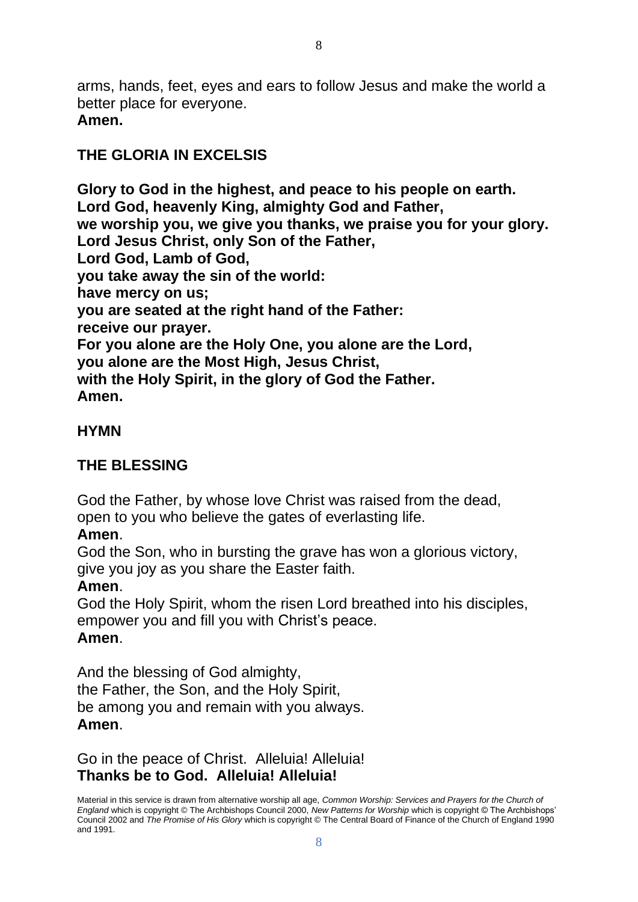arms, hands, feet, eyes and ears to follow Jesus and make the world a better place for everyone.
**Amen.**

## THE GLORIA IN EXCELSIS

**Glory to God in the highest, and peace to his people on earth.**
**Lord God, heavenly King, almighty God and Father,**
**we worship you, we give you thanks, we praise you for your glory.**
**Lord Jesus Christ, only Son of the Father,**
**Lord God, Lamb of God,**
**you take away the sin of the world:**
**have mercy on us;**
**you are seated at the right hand of the Father:**
**receive our prayer.**
**For you alone are the Holy One, you alone are the Lord,**
**you alone are the Most High, Jesus Christ,**
**with the Holy Spirit, in the glory of God the Father.**
**Amen.**

## HYMN

## THE BLESSING

God the Father, by whose love Christ was raised from the dead,
open to you who believe the gates of everlasting life.
**Amen**.
God the Son, who in bursting the grave has won a glorious victory,
give you joy as you share the Easter faith.
**Amen**.
God the Holy Spirit, whom the risen Lord breathed into his disciples,
empower you and fill you with Christ's peace.
**Amen**.

And the blessing of God almighty,
the Father, the Son, and the Holy Spirit,
be among you and remain with you always.
**Amen**.

Go in the peace of Christ. Alleluia! Alleluia!
**Thanks be to God. Alleluia! Alleluia!**

Material in this service is drawn from alternative worship all age, *Common Worship: Services and Prayers for the Church of England* which is copyright © The Archbishops Council 2000, *New Patterns for Worship* which is copyright © The Archbishops' Council 2002 and *The Promise of His Glory* which is copyright © The Central Board of Finance of the Church of England 1990 and 1991.